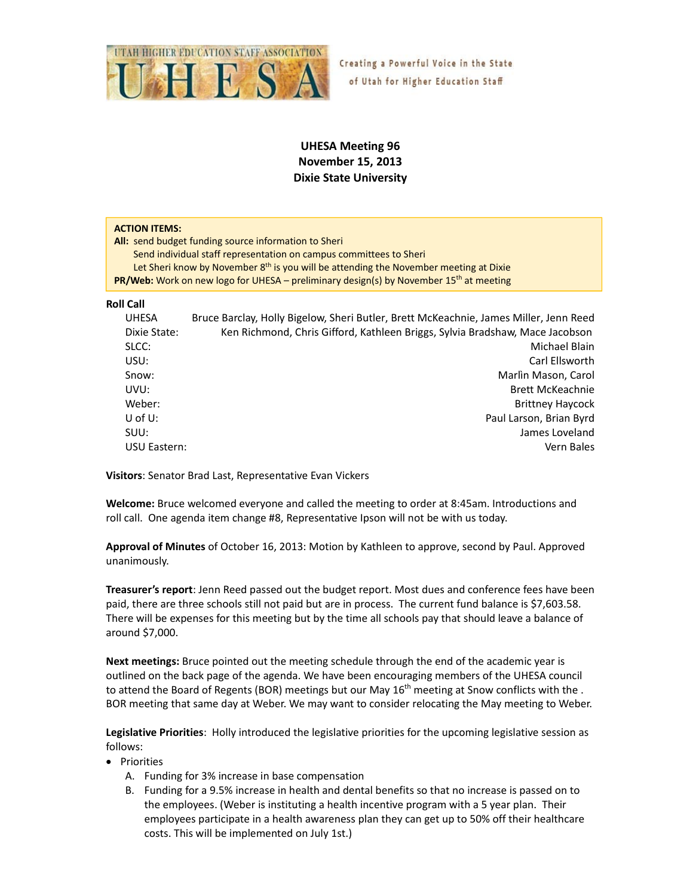UTAH HIGHER EDUCATION STAFF ASSOCIATION

UHESA

Creating a Powerful Voice in the State of Utah for Higher Education Staff

# UHESA Meeting 96
# November 15, 2013
# Dixie State University

**ACTION ITEMS:**

**All:** send budget funding source information to Sheri
Send individual staff representation on campus committees to Sheri
Let Sheri know by November 8th is you will be attending the November meeting at Dixie

**PR/Web:** Work on new logo for UHESA – preliminary design(s) by November 15th at meeting

**Roll Call**

| | |
|---|---|
| UHESA | Bruce Barclay, Holly Bigelow, Sheri Butler, Brett McKeachnie, James Miller, Jenn Reed |
| Dixie State: | Ken Richmond, Chris Gifford, Kathleen Briggs, Sylvia Bradshaw, Mace Jacobson |
| SLCC: | Michael Blain |
| USU: | Carl Ellsworth |
| Snow: | Marlìn Mason, Carol |
| UVU: | Brett McKeachnie |
| Weber: | Brittney Haycock |
| U of U: | Paul Larson, Brian Byrd |
| SUU: | James Loveland |
| USU Eastern: | Vern Bales |

**Visitors**: Senator Brad Last, Representative Evan Vickers

**Welcome:** Bruce welcomed everyone and called the meeting to order at 8:45am. Introductions and roll call. One agenda item change #8, Representative Ipson will not be with us today.

**Approval of Minutes** of October 16, 2013: Motion by Kathleen to approve, second by Paul. Approved unanimously.

**Treasurer's report**: Jenn Reed passed out the budget report. Most dues and conference fees have been paid, there are three schools still not paid but are in process. The current fund balance is $7,603.58. There will be expenses for this meeting but by the time all schools pay that should leave a balance of around $7,000.

**Next meetings:** Bruce pointed out the meeting schedule through the end of the academic year is outlined on the back page of the agenda. We have been encouraging members of the UHESA council to attend the Board of Regents (BOR) meetings but our May 16th meeting at Snow conflicts with the . BOR meeting that same day at Weber. We may want to consider relocating the May meeting to Weber.

**Legislative Priorities**: Holly introduced the legislative priorities for the upcoming legislative session as follows:

- Priorities
  A. Funding for 3% increase in base compensation
  B. Funding for a 9.5% increase in health and dental benefits so that no increase is passed on to the employees. (Weber is instituting a health incentive program with a 5 year plan. Their employees participate in a health awareness plan they can get up to 50% off their healthcare costs. This will be implemented on July 1st.)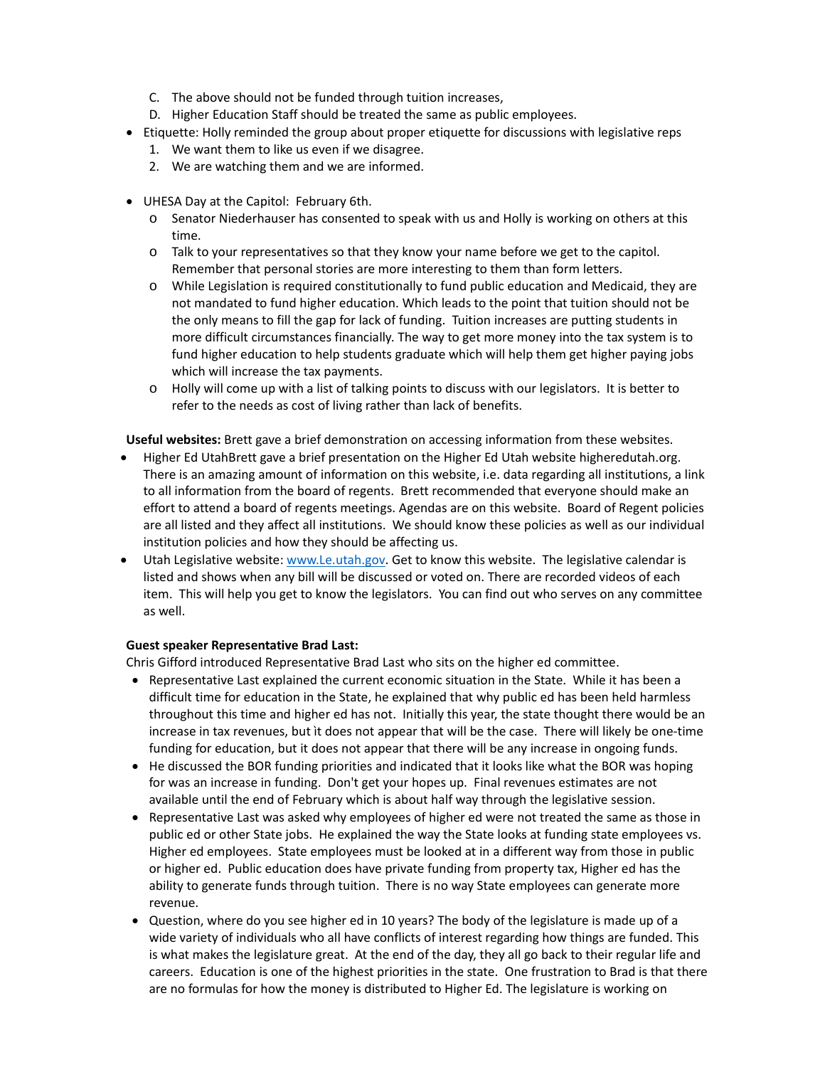C. The above should not be funded through tuition increases,
D. Higher Education Staff should be treated the same as public employees.

- Etiquette: Holly reminded the group about proper etiquette for discussions with legislative reps
  1. We want them to like us even if we disagree.
  2. We are watching them and we are informed.

- UHESA Day at the Capitol: February 6th.
  - Senator Niederhauser has consented to speak with us and Holly is working on others at this time.
  - Talk to your representatives so that they know your name before we get to the capitol. Remember that personal stories are more interesting to them than form letters.
  - While Legislation is required constitutionally to fund public education and Medicaid, they are not mandated to fund higher education. Which leads to the point that tuition should not be the only means to fill the gap for lack of funding. Tuition increases are putting students in more difficult circumstances financially. The way to get more money into the tax system is to fund higher education to help students graduate which will help them get higher paying jobs which will increase the tax payments.
  - Holly will come up with a list of talking points to discuss with our legislators. It is better to refer to the needs as cost of living rather than lack of benefits.

**Useful websites:** Brett gave a brief demonstration on accessing information from these websites.

- Higher Ed UtahBrett gave a brief presentation on the Higher Ed Utah website higheredutah.org. There is an amazing amount of information on this website, i.e. data regarding all institutions, a link to all information from the board of regents. Brett recommended that everyone should make an effort to attend a board of regents meetings. Agendas are on this website. Board of Regent policies are all listed and they affect all institutions. We should know these policies as well as our individual institution policies and how they should be affecting us.
- Utah Legislative website: [www.Le.utah.gov](www.Le.utah.gov). Get to know this website. The legislative calendar is listed and shows when any bill will be discussed or voted on. There are recorded videos of each item. This will help you get to know the legislators. You can find out who serves on any committee as well.

**Guest speaker Representative Brad Last:**

Chris Gifford introduced Representative Brad Last who sits on the higher ed committee.

- Representative Last explained the current economic situation in the State. While it has been a difficult time for education in the State, he explained that why public ed has been held harmless throughout this time and higher ed has not. Initially this year, the state thought there would be an increase in tax revenues, but it does not appear that will be the case. There will likely be one-time funding for education, but it does not appear that there will be any increase in ongoing funds.
- He discussed the BOR funding priorities and indicated that it looks like what the BOR was hoping for was an increase in funding. Don't get your hopes up. Final revenues estimates are not available until the end of February which is about half way through the legislative session.
- Representative Last was asked why employees of higher ed were not treated the same as those in public ed or other State jobs. He explained the way the State looks at funding state employees vs. Higher ed employees. State employees must be looked at in a different way from those in public or higher ed. Public education does have private funding from property tax, Higher ed has the ability to generate funds through tuition. There is no way State employees can generate more revenue.
- Question, where do you see higher ed in 10 years? The body of the legislature is made up of a wide variety of individuals who all have conflicts of interest regarding how things are funded. This is what makes the legislature great. At the end of the day, they all go back to their regular life and careers. Education is one of the highest priorities in the state. One frustration to Brad is that there are no formulas for how the money is distributed to Higher Ed. The legislature is working on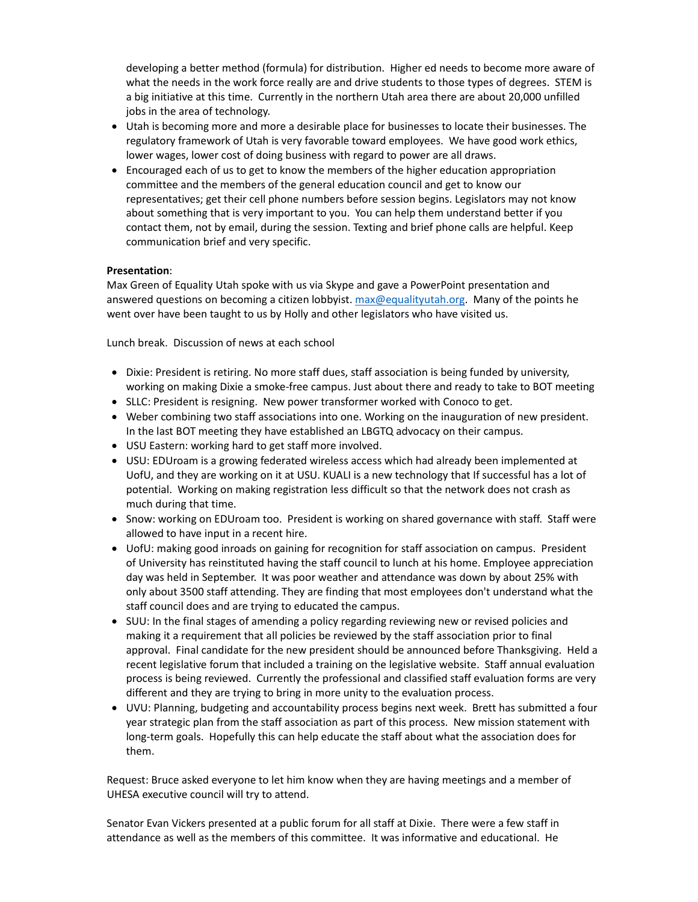developing a better method (formula) for distribution. Higher ed needs to become more aware of what the needs in the work force really are and drive students to those types of degrees. STEM is a big initiative at this time. Currently in the northern Utah area there are about 20,000 unfilled jobs in the area of technology.

- Utah is becoming more and more a desirable place for businesses to locate their businesses. The regulatory framework of Utah is very favorable toward employees. We have good work ethics, lower wages, lower cost of doing business with regard to power are all draws.
- Encouraged each of us to get to know the members of the higher education appropriation committee and the members of the general education council and get to know our representatives; get their cell phone numbers before session begins. Legislators may not know about something that is very important to you. You can help them understand better if you contact them, not by email, during the session. Texting and brief phone calls are helpful. Keep communication brief and very specific.

**Presentation**:
Max Green of Equality Utah spoke with us via Skype and gave a PowerPoint presentation and answered questions on becoming a citizen lobbyist. max@equalityutah.org. Many of the points he went over have been taught to us by Holly and other legislators who have visited us.

Lunch break. Discussion of news at each school

- Dixie: President is retiring. No more staff dues, staff association is being funded by university, working on making Dixie a smoke-free campus. Just about there and ready to take to BOT meeting
- SLLC: President is resigning. New power transformer worked with Conoco to get.
- Weber combining two staff associations into one. Working on the inauguration of new president. In the last BOT meeting they have established an LBGTQ advocacy on their campus.
- USU Eastern: working hard to get staff more involved.
- USU: EDUroam is a growing federated wireless access which had already been implemented at UofU, and they are working on it at USU. KUALI is a new technology that If successful has a lot of potential. Working on making registration less difficult so that the network does not crash as much during that time.
- Snow: working on EDUroam too. President is working on shared governance with staff. Staff were allowed to have input in a recent hire.
- UofU: making good inroads on gaining for recognition for staff association on campus. President of University has reinstituted having the staff council to lunch at his home. Employee appreciation day was held in September. It was poor weather and attendance was down by about 25% with only about 3500 staff attending. They are finding that most employees don't understand what the staff council does and are trying to educated the campus.
- SUU: In the final stages of amending a policy regarding reviewing new or revised policies and making it a requirement that all policies be reviewed by the staff association prior to final approval. Final candidate for the new president should be announced before Thanksgiving. Held a recent legislative forum that included a training on the legislative website. Staff annual evaluation process is being reviewed. Currently the professional and classified staff evaluation forms are very different and they are trying to bring in more unity to the evaluation process.
- UVU: Planning, budgeting and accountability process begins next week. Brett has submitted a four year strategic plan from the staff association as part of this process. New mission statement with long-term goals. Hopefully this can help educate the staff about what the association does for them.

Request: Bruce asked everyone to let him know when they are having meetings and a member of UHESA executive council will try to attend.

Senator Evan Vickers presented at a public forum for all staff at Dixie. There were a few staff in attendance as well as the members of this committee. It was informative and educational. He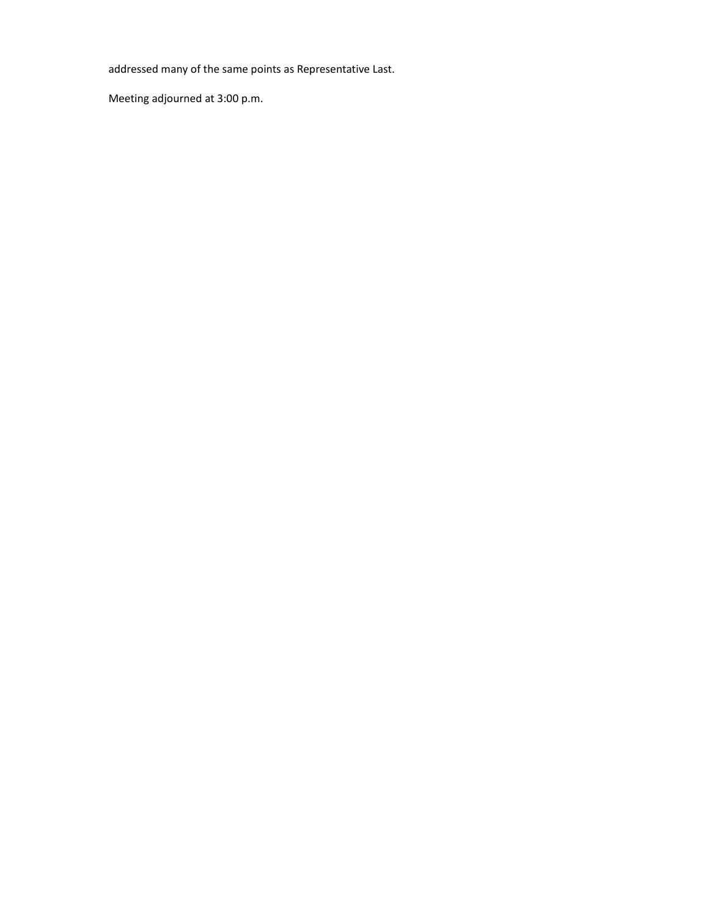addressed many of the same points as Representative Last.

Meeting adjourned at 3:00 p.m.